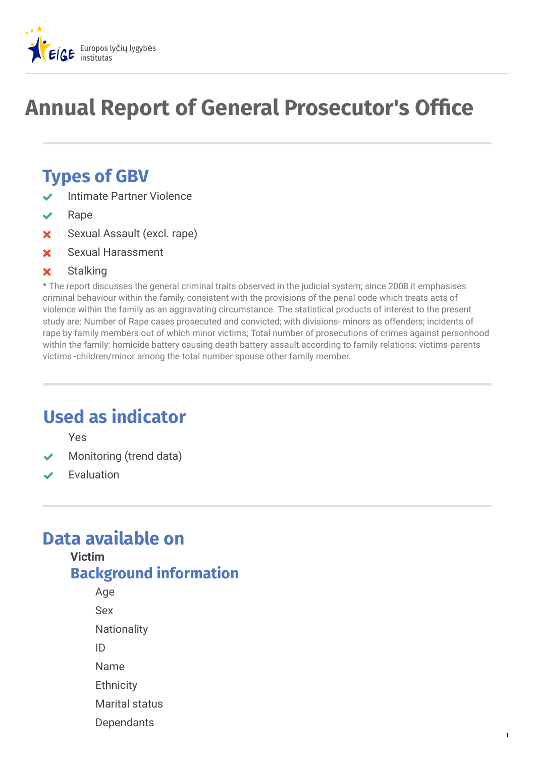Europos lyčių lygybės institutas

# Annual Report of General Prosecutor's Office

## Types of GBV

- ✔ Intimate Partner Violence
- ✔ Rape
- ✘ Sexual Assault (excl. rape)
- ✘ Sexual Harassment
- ✘ Stalking

* The report discusses the general criminal traits observed in the judicial system; since 2008 it emphasises criminal behaviour within the family, consistent with the provisions of the penal code which treats acts of violence within the family as an aggravating circumstance. The statistical products of interest to the present study are: Number of Rape cases prosecuted and convicted; with divisions- minors as offenders; incidents of rape by family members out of which minor victims; Total number of prosecutions of crimes against personhood within the family: homicide battery causing death battery assault according to family relations: victims-parents victims -children/minor among the total number spouse other family member.

## Used as indicator

Yes

- ✔ Monitoring (trend data)
- ✔ Evaluation

## Data available on

**Victim**

### Background information

- Age
- Sex
- Nationality
- ID
- Name
- Ethnicity
- Marital status
- Dependants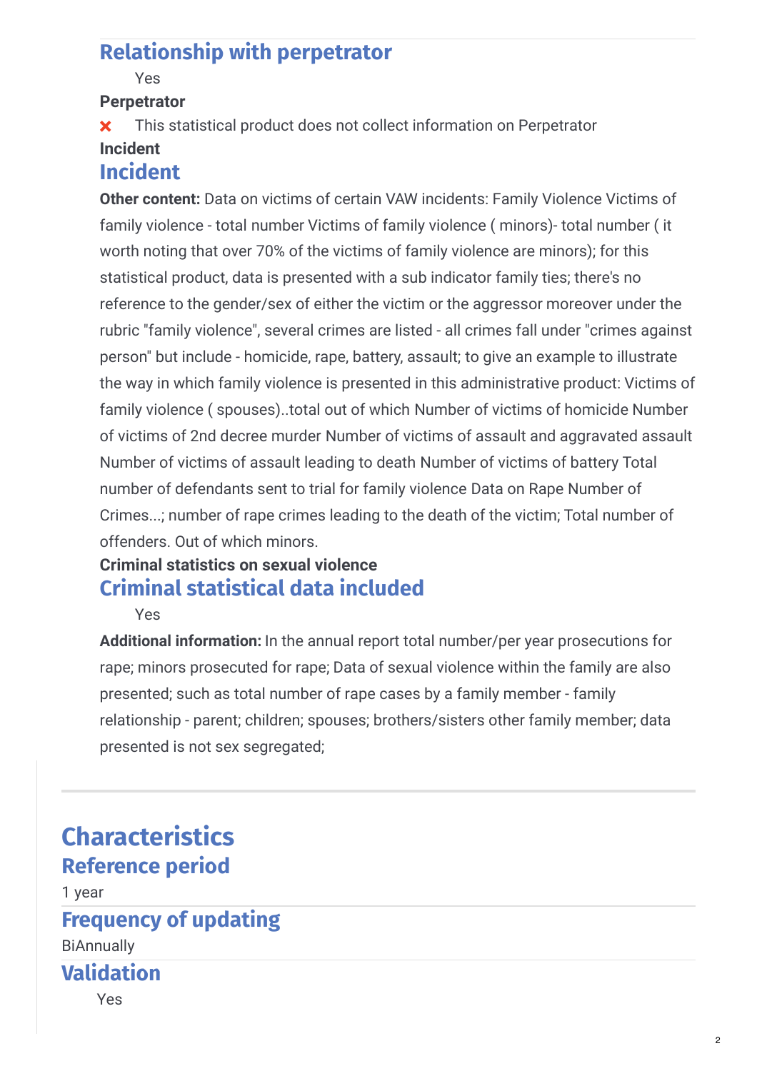## Relationship with perpetrator

Yes

**Perpetrator**

✗ This statistical product does not collect information on Perpetrator

**Incident**

## Incident

**Other content:** Data on victims of certain VAW incidents: Family Violence Victims of family violence - total number Victims of family violence ( minors)- total number ( it worth noting that over 70% of the victims of family violence are minors); for this statistical product, data is presented with a sub indicator family ties; there's no reference to the gender/sex of either the victim or the aggressor moreover under the rubric "family violence", several crimes are listed - all crimes fall under "crimes against person" but include - homicide, rape, battery, assault; to give an example to illustrate the way in which family violence is presented in this administrative product: Victims of family violence ( spouses)..total out of which Number of victims of homicide Number of victims of 2nd decree murder Number of victims of assault and aggravated assault Number of victims of assault leading to death Number of victims of battery Total number of defendants sent to trial for family violence Data on Rape Number of Crimes...; number of rape crimes leading to the death of the victim; Total number of offenders. Out of which minors.

**Criminal statistics on sexual violence**

## Criminal statistical data included

Yes

**Additional information:** In the annual report total number/per year prosecutions for rape; minors prosecuted for rape; Data of sexual violence within the family are also presented; such as total number of rape cases by a family member - family relationship - parent; children; spouses; brothers/sisters other family member; data presented is not sex segregated;

# Characteristics

## Reference period

1 year

## Frequency of updating

BiAnnually

## Validation

Yes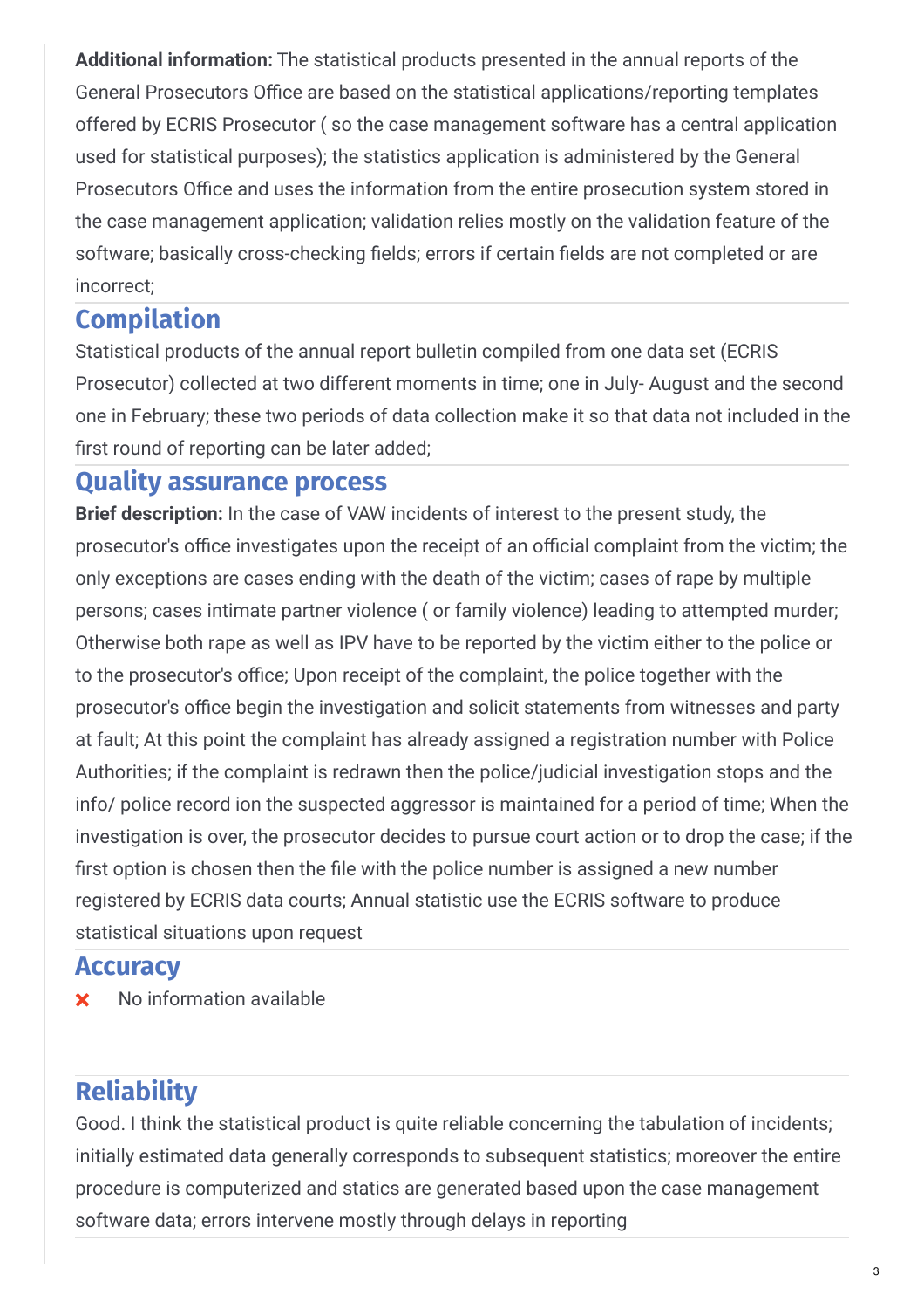**Additional information:** The statistical products presented in the annual reports of the General Prosecutors Office are based on the statistical applications/reporting templates offered by ECRIS Prosecutor ( so the case management software has a central application used for statistical purposes); the statistics application is administered by the General Prosecutors Office and uses the information from the entire prosecution system stored in the case management application; validation relies mostly on the validation feature of the software; basically cross-checking fields; errors if certain fields are not completed or are incorrect;

## Compilation

Statistical products of the annual report bulletin compiled from one data set (ECRIS Prosecutor) collected at two different moments in time; one in July- August and the second one in February; these two periods of data collection make it so that data not included in the first round of reporting can be later added;

## Quality assurance process

**Brief description:** In the case of VAW incidents of interest to the present study, the prosecutor's office investigates upon the receipt of an official complaint from the victim; the only exceptions are cases ending with the death of the victim; cases of rape by multiple persons; cases intimate partner violence ( or family violence) leading to attempted murder; Otherwise both rape as well as IPV have to be reported by the victim either to the police or to the prosecutor's office; Upon receipt of the complaint, the police together with the prosecutor's office begin the investigation and solicit statements from witnesses and party at fault; At this point the complaint has already assigned a registration number with Police Authorities; if the complaint is redrawn then the police/judicial investigation stops and the info/ police record ion the suspected aggressor is maintained for a period of time; When the investigation is over, the prosecutor decides to pursue court action or to drop the case; if the first option is chosen then the file with the police number is assigned a new number registered by ECRIS data courts; Annual statistic use the ECRIS software to produce statistical situations upon request

## Accuracy

✖ No information available

## Reliability

Good. I think the statistical product is quite reliable concerning the tabulation of incidents; initially estimated data generally corresponds to subsequent statistics; moreover the entire procedure is computerized and statics are generated based upon the case management software data; errors intervene mostly through delays in reporting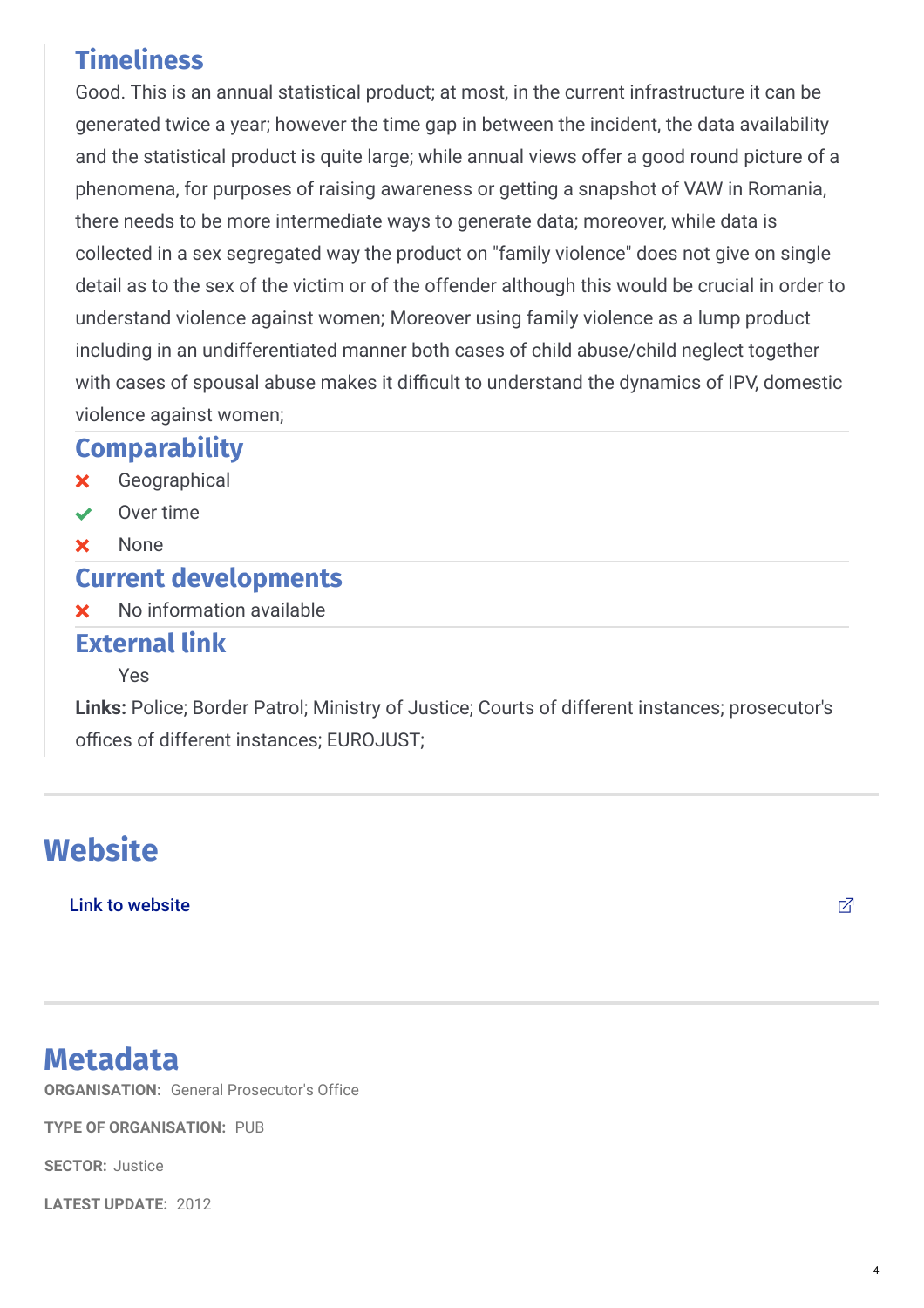### Timeliness

Good. This is an annual statistical product; at most, in the current infrastructure it can be generated twice a year; however the time gap in between the incident, the data availability and the statistical product is quite large; while annual views offer a good round picture of a phenomena, for purposes of raising awareness or getting a snapshot of VAW in Romania, there needs to be more intermediate ways to generate data; moreover, while data is collected in a sex segregated way the product on "family violence" does not give on single detail as to the sex of the victim or of the offender although this would be crucial in order to understand violence against women; Moreover using family violence as a lump product including in an undifferentiated manner both cases of child abuse/child neglect together with cases of spousal abuse makes it difficult to understand the dynamics of IPV, domestic violence against women;

### Comparability

- ✗ Geographical
- ✓ Over time
- ✗ None

### Current developments

- ✗ No information available

### External link

Yes

**Links:** Police; Border Patrol; Ministry of Justice; Courts of different instances; prosecutor's offices of different instances; EUROJUST;

## Website

Link to website

## Metadata

**ORGANISATION:** General Prosecutor's Office

**TYPE OF ORGANISATION:** PUB

**SECTOR:** Justice

**LATEST UPDATE:** 2012